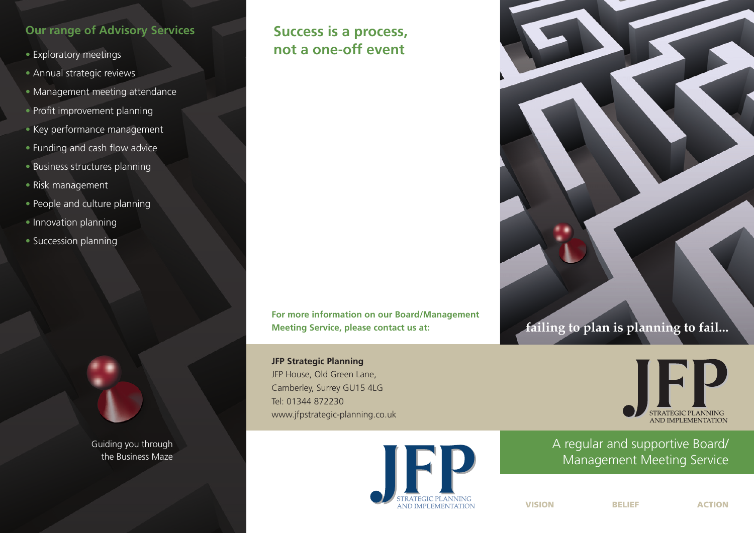## Our range of Advisory Services

- Exploratory meetings
- Annual strategic reviews
- Management meeting attendance
- Profit improvement planning
- Key performance management
- Funding and cash flow advice
- Business structures planning
- Risk management
- People and culture planning
- Innovation planning
- Succession planning

Guiding you through the Business Maze

## Success is a process, not a one-off event

**For more information on our Board/Management Meeting Service, please contact us at:**

**JFP Strategic Planning**
JFP House, Old Green Lane,
Camberley, Surrey GU15 4LG
Tel: 01344 872230
www.jfpstrategic-planning.co.uk

JFP
STRATEGIC PLANNING AND IMPLEMENTATION

**failing to plan is planning to fail...**

JFP
STRATEGIC PLANNING AND IMPLEMENTATION

# A regular and supportive Board/ Management Meeting Service

**VISION** **BELIEF** **ACTION**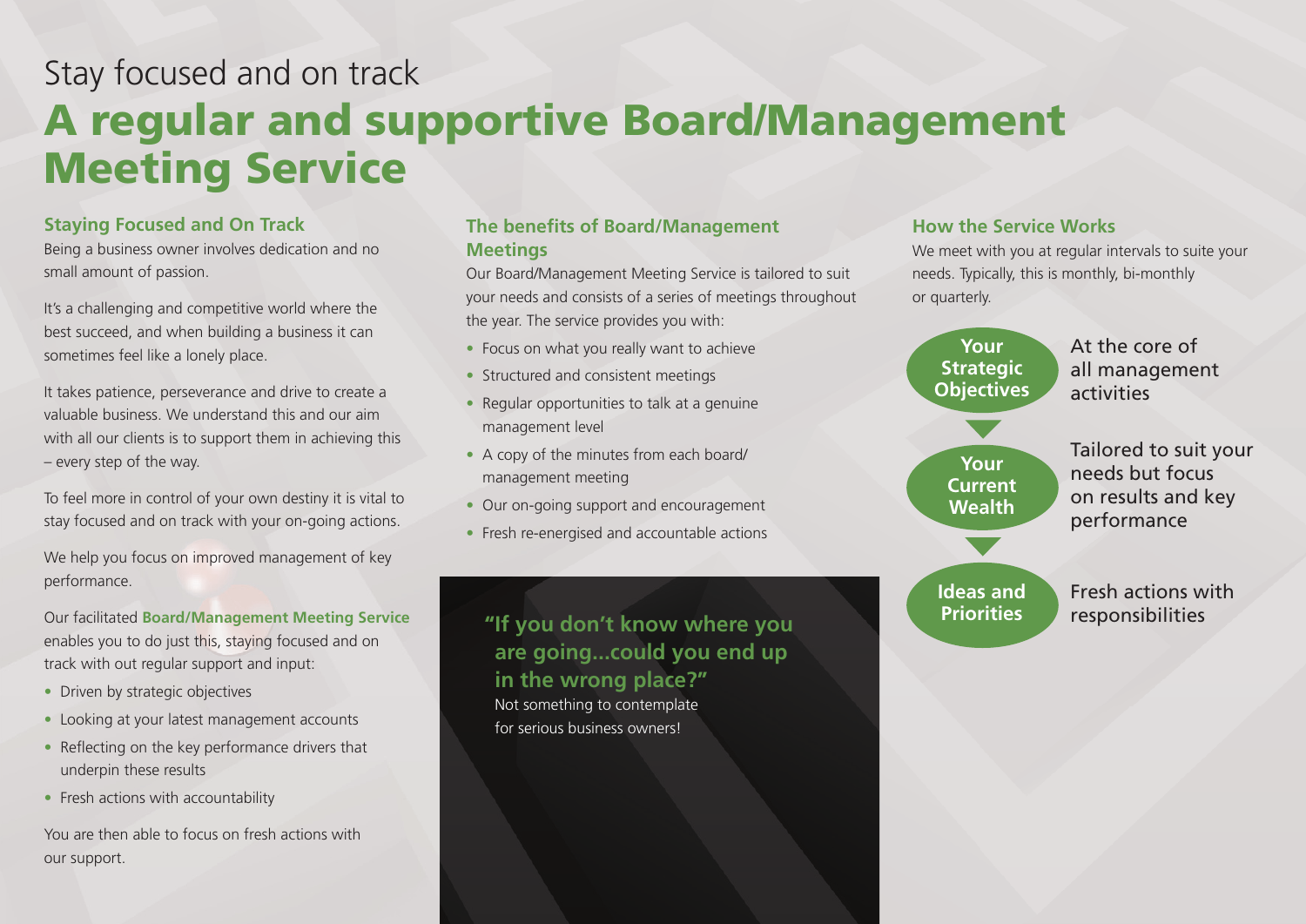Stay focused and on track

# A regular and supportive Board/Management Meeting Service

## Staying Focused and On Track

Being a business owner involves dedication and no small amount of passion.

It's a challenging and competitive world where the best succeed, and when building a business it can sometimes feel like a lonely place.

It takes patience, perseverance and drive to create a valuable business. We understand this and our aim with all our clients is to support them in achieving this – every step of the way.

To feel more in control of your own destiny it is vital to stay focused and on track with your on-going actions.

We help you focus on improved management of key performance.

Our facilitated **Board/Management Meeting Service** enables you to do just this, staying focused and on track with out regular support and input:

- Driven by strategic objectives
- Looking at your latest management accounts
- Reflecting on the key performance drivers that underpin these results
- Fresh actions with accountability

You are then able to focus on fresh actions with our support.

## The benefits of Board/Management Meetings

Our Board/Management Meeting Service is tailored to suit your needs and consists of a series of meetings throughout the year. The service provides you with:

- Focus on what you really want to achieve
- Structured and consistent meetings
- Regular opportunities to talk at a genuine management level
- A copy of the minutes from each board/ management meeting
- Our on-going support and encouragement
- Fresh re-energised and accountable actions

**"If you don't know where you are going...could you end up in the wrong place?"**

Not something to contemplate for serious business owners!

## How the Service Works

We meet with you at regular intervals to suite your needs. Typically, this is monthly, bi-monthly or quarterly.

**Your Strategic Objectives**

At the core of all management activities

**Your Current Wealth**

Tailored to suit your needs but focus on results and key performance

**Ideas and Priorities**

Fresh actions with responsibilities